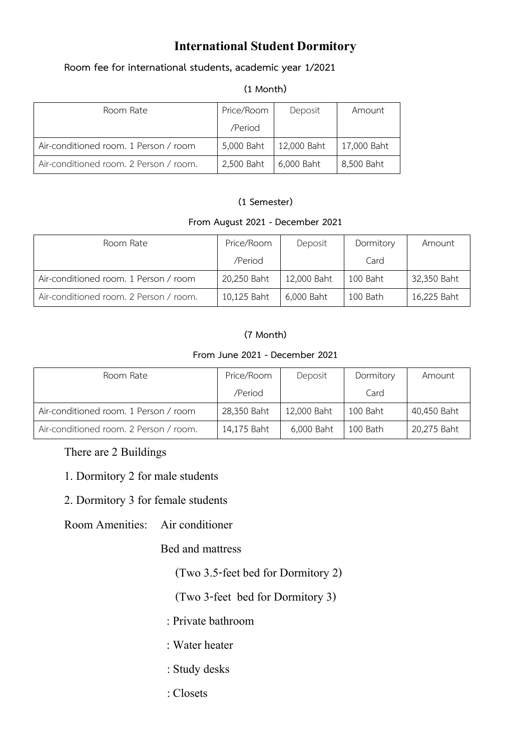# International Student Dormitory

**Room fee for international students, academic year 1/2021**

**(1 Month)**

| Room Rate | Price/Room /Period | Deposit | Amount |
|---|---|---|---|
| Air-conditioned room. 1 Person / room | 5,000 Baht | 12,000 Baht | 17,000 Baht |
| Air-conditioned room. 2 Person / room. | 2,500 Baht | 6,000 Baht | 8,500 Baht |

**(1 Semester)**

**From August 2021 - December 2021**

| Room Rate | Price/Room /Period | Deposit | Dormitory Card | Amount |
|---|---|---|---|---|
| Air-conditioned room. 1 Person / room | 20,250 Baht | 12,000 Baht | 100 Baht | 32,350 Baht |
| Air-conditioned room. 2 Person / room. | 10,125 Baht | 6,000 Baht | 100 Bath | 16,225 Baht |

**(7 Month)**

**From June 2021 - December 2021**

| Room Rate | Price/Room /Period | Deposit | Dormitory Card | Amount |
|---|---|---|---|---|
| Air-conditioned room. 1 Person / room | 28,350 Baht | 12,000 Baht | 100 Baht | 40,450 Baht |
| Air-conditioned room. 2 Person / room. | 14,175 Baht | 6,000 Baht | 100 Bath | 20,275 Baht |

There are 2 Buildings

1. Dormitory 2 for male students
2. Dormitory 3 for female students

Room Amenities: Air conditioner

Bed and mattress

(Two 3.5-feet bed for Dormitory 2)

(Two 3-feet bed for Dormitory 3)

: Private bathroom

: Water heater

: Study desks

: Closets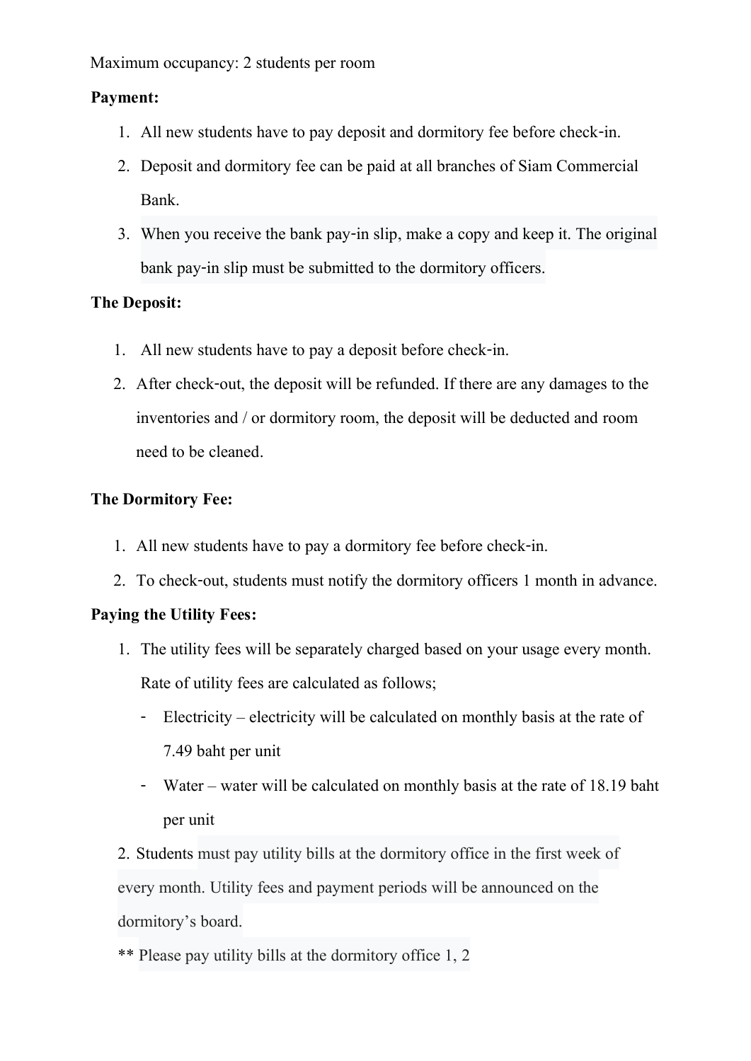Maximum occupancy: 2 students per room

**Payment:**

1. All new students have to pay deposit and dormitory fee before check-in.
2. Deposit and dormitory fee can be paid at all branches of Siam Commercial Bank.
3. When you receive the bank pay-in slip, make a copy and keep it. The original bank pay-in slip must be submitted to the dormitory officers.

**The Deposit:**

1. All new students have to pay a deposit before check-in.
2. After check-out, the deposit will be refunded. If there are any damages to the inventories and / or dormitory room, the deposit will be deducted and room need to be cleaned.

**The Dormitory Fee:**

1. All new students have to pay a dormitory fee before check-in.
2. To check-out, students must notify the dormitory officers 1 month in advance.

**Paying the Utility Fees:**

1. The utility fees will be separately charged based on your usage every month. Rate of utility fees are calculated as follows;
   - Electricity – electricity will be calculated on monthly basis at the rate of 7.49 baht per unit
   - Water – water will be calculated on monthly basis at the rate of 18.19 baht per unit
2. Students must pay utility bills at the dormitory office in the first week of every month. Utility fees and payment periods will be announced on the dormitory's board.

** Please pay utility bills at the dormitory office 1, 2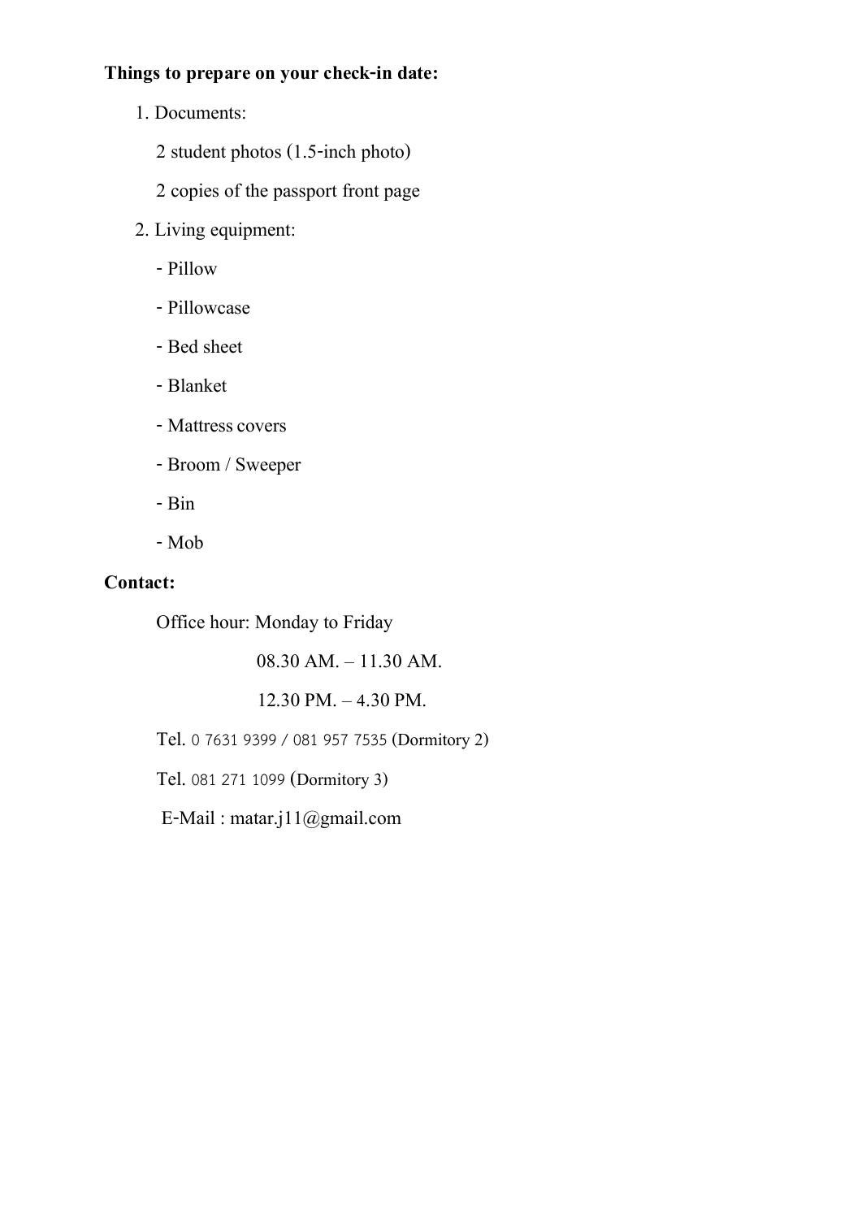**Things to prepare on your check-in date:**

1. Documents:

   2 student photos (1.5-inch photo)

   2 copies of the passport front page

2. Living equipment:

   - Pillow
   - Pillowcase
   - Bed sheet
   - Blanket
   - Mattress covers
   - Broom / Sweeper
   - Bin
   - Mob

**Contact:**

Office hour: Monday to Friday

08.30 AM. – 11.30 AM.

12.30 PM. – 4.30 PM.

Tel. 0 7631 9399 / 081 957 7535 (Dormitory 2)

Tel. 081 271 1099 (Dormitory 3)

E-Mail : matar.j11@gmail.com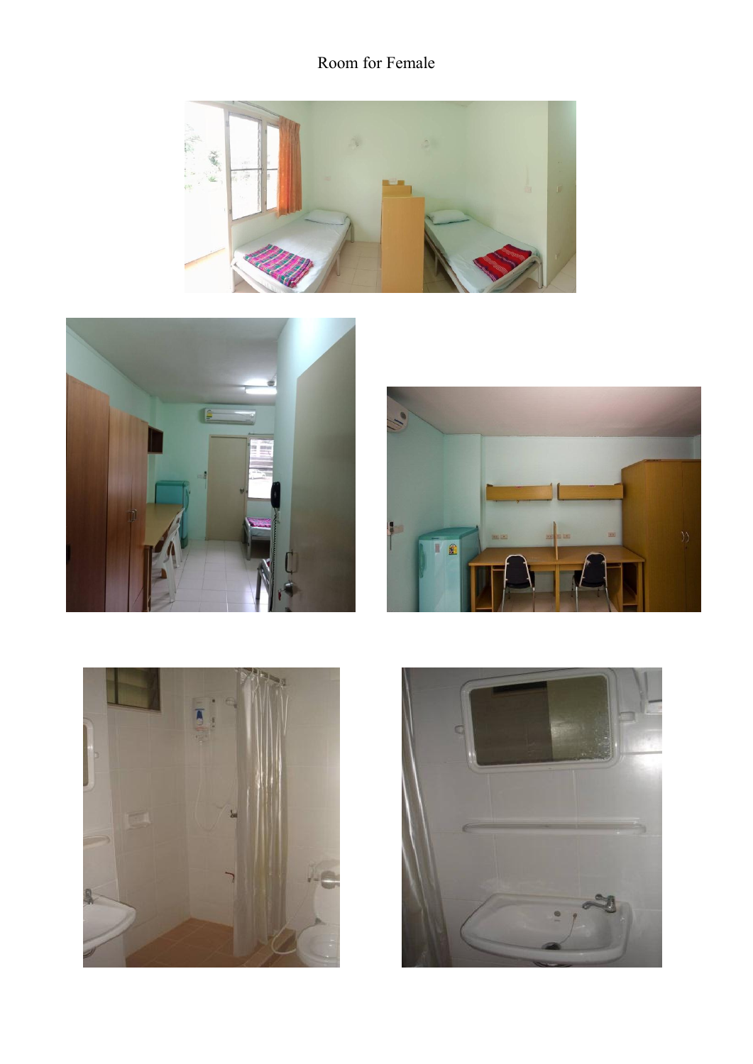Room for Female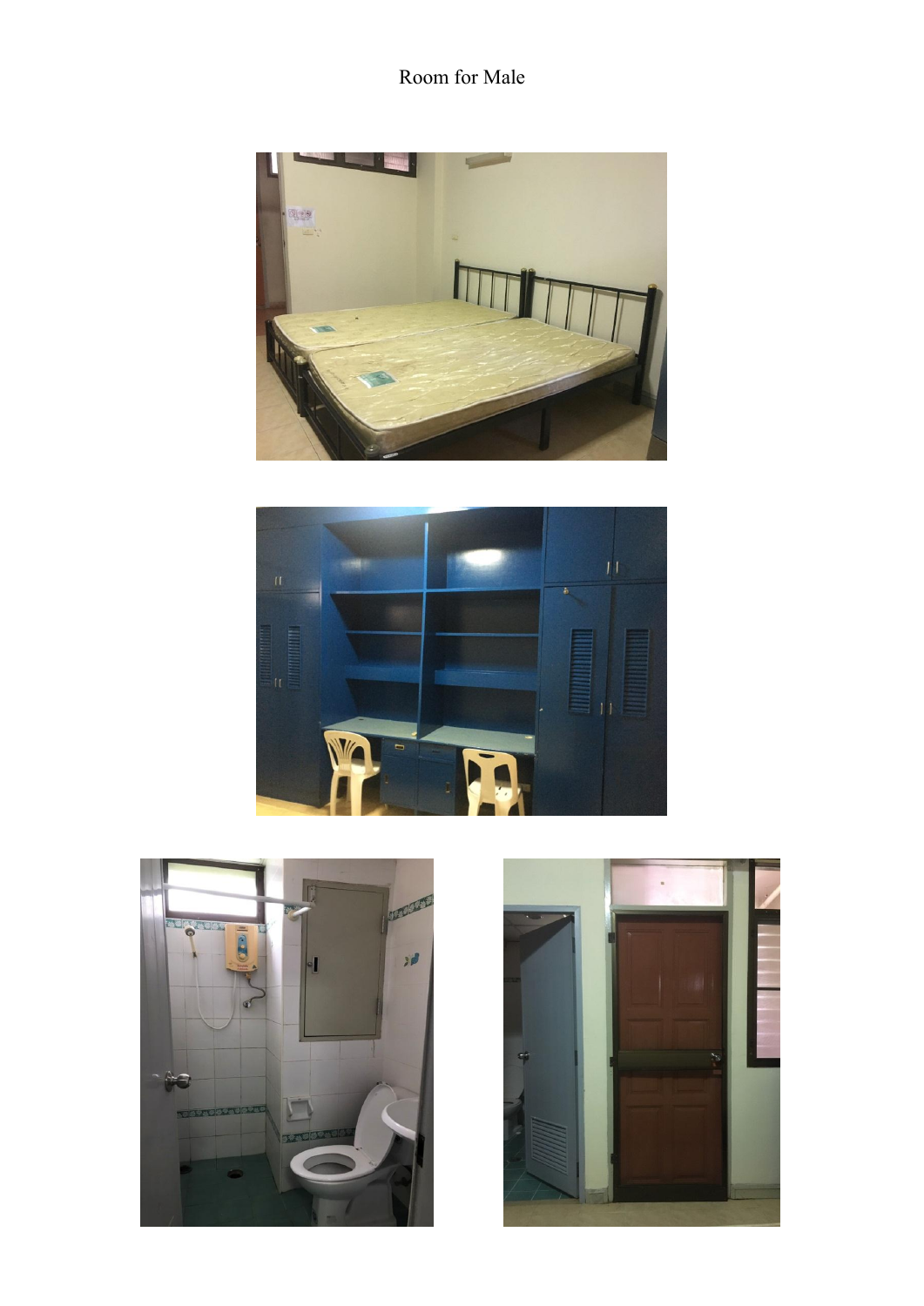Room for Male